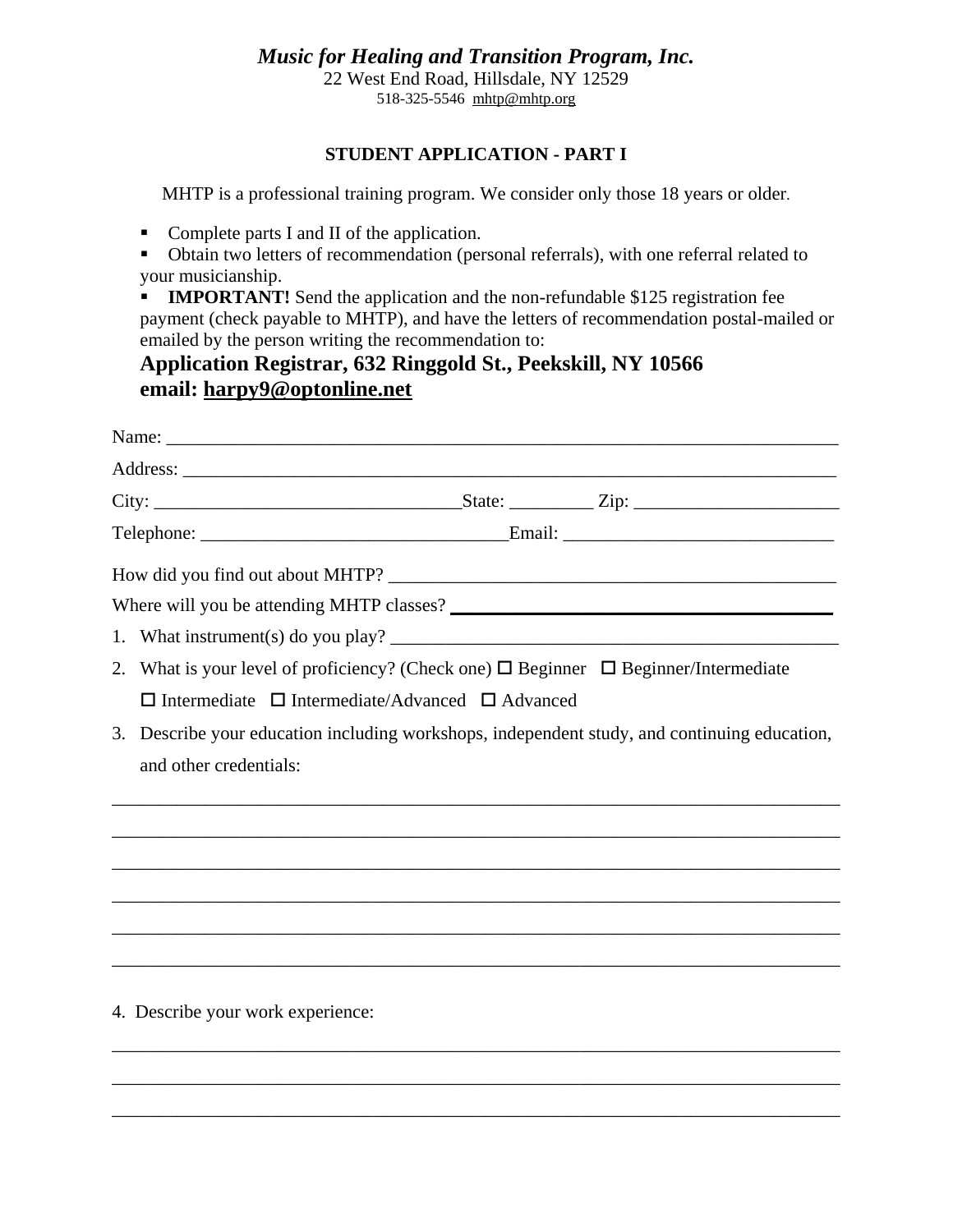*Music for Healing and Transition Program, Inc.*
22 West End Road, Hillsdale, NY 12529
518-325-5546 mhtp@mhtp.org

### STUDENT APPLICATION - PART I

MHTP is a professional training program. We consider only those 18 years or older.

- Complete parts I and II of the application.
- Obtain two letters of recommendation (personal referrals), with one referral related to your musicianship.
- **IMPORTANT!** Send the application and the non-refundable $125 registration fee payment (check payable to MHTP), and have the letters of recommendation postal-mailed or emailed by the person writing the recommendation to:

**Application Registrar, 632 Ringgold St., Peekskill, NY 10566**
**email: harpy9@optonline.net**

Name: ___________________________________________________________________________

Address: _________________________________________________________________________

City: _________________________________State: _________ Zip: ______________________

Telephone: ________________________________Email: ____________________________

How did you find out about MHTP? _________________________________________________

Where will you be attending MHTP classes? ________________________________________

1. What instrument(s) do you play? _________________________________________________
2. What is your level of proficiency? (Check one) ☐ Beginner ☐ Beginner/Intermediate ☐ Intermediate ☐ Intermediate/Advanced ☐ Advanced
3. Describe your education including workshops, independent study, and continuing education, and other credentials:

___________________________________________________________________________

___________________________________________________________________________

___________________________________________________________________________

___________________________________________________________________________

___________________________________________________________________________

___________________________________________________________________________

4. Describe your work experience:

___________________________________________________________________________

___________________________________________________________________________

___________________________________________________________________________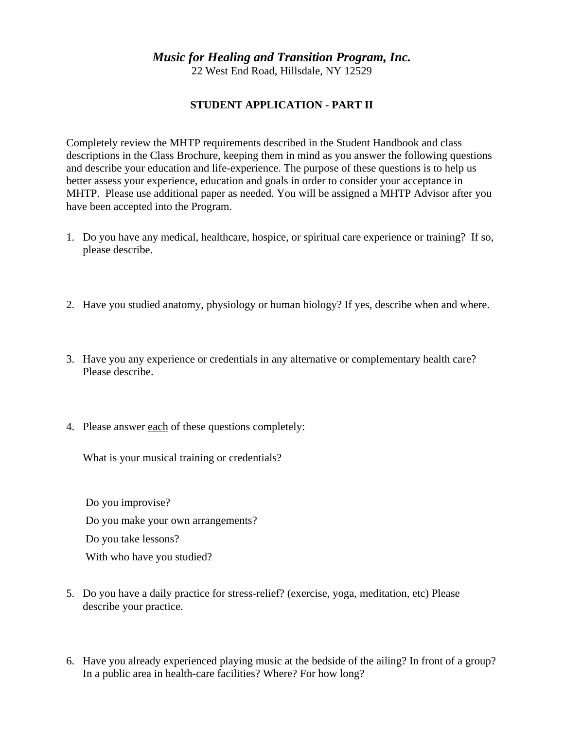# *Music for Healing and Transition Program, Inc.*

22 West End Road, Hillsdale, NY 12529

## STUDENT APPLICATION - PART II

Completely review the MHTP requirements described in the Student Handbook and class descriptions in the Class Brochure, keeping them in mind as you answer the following questions and describe your education and life-experience. The purpose of these questions is to help us better assess your experience, education and goals in order to consider your acceptance in MHTP. Please use additional paper as needed. You will be assigned a MHTP Advisor after you have been accepted into the Program.

1. Do you have any medical, healthcare, hospice, or spiritual care experience or training? If so, please describe.

2. Have you studied anatomy, physiology or human biology? If yes, describe when and where.

3. Have you any experience or credentials in any alternative or complementary health care? Please describe.

4. Please answer <u>each</u> of these questions completely:

   What is your musical training or credentials?

   Do you improvise?

   Do you make your own arrangements?

   Do you take lessons?

   With who have you studied?

5. Do you have a daily practice for stress-relief? (exercise, yoga, meditation, etc) Please describe your practice.

6. Have you already experienced playing music at the bedside of the ailing? In front of a group? In a public area in health-care facilities? Where? For how long?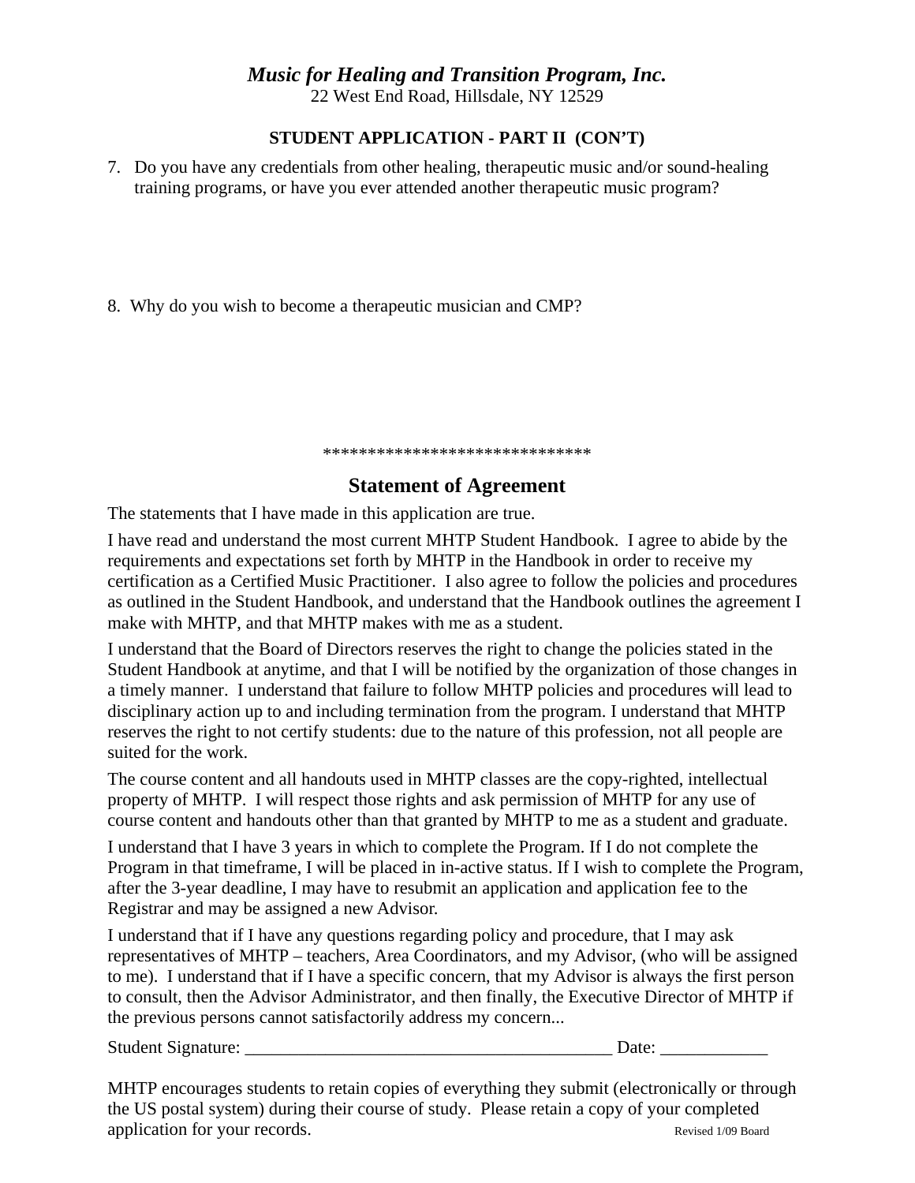# *Music for Healing and Transition Program, Inc.*

22 West End Road, Hillsdale, NY 12529

**STUDENT APPLICATION - PART II (CON'T)**

7. Do you have any credentials from other healing, therapeutic music and/or sound-healing training programs, or have you ever attended another therapeutic music program?

8. Why do you wish to become a therapeutic musician and CMP?

******************************

## Statement of Agreement

The statements that I have made in this application are true.

I have read and understand the most current MHTP Student Handbook. I agree to abide by the requirements and expectations set forth by MHTP in the Handbook in order to receive my certification as a Certified Music Practitioner. I also agree to follow the policies and procedures as outlined in the Student Handbook, and understand that the Handbook outlines the agreement I make with MHTP, and that MHTP makes with me as a student.

I understand that the Board of Directors reserves the right to change the policies stated in the Student Handbook at anytime, and that I will be notified by the organization of those changes in a timely manner. I understand that failure to follow MHTP policies and procedures will lead to disciplinary action up to and including termination from the program. I understand that MHTP reserves the right to not certify students: due to the nature of this profession, not all people are suited for the work.

The course content and all handouts used in MHTP classes are the copy-righted, intellectual property of MHTP. I will respect those rights and ask permission of MHTP for any use of course content and handouts other than that granted by MHTP to me as a student and graduate.

I understand that I have 3 years in which to complete the Program. If I do not complete the Program in that timeframe, I will be placed in in-active status. If I wish to complete the Program, after the 3-year deadline, I may have to resubmit an application and application fee to the Registrar and may be assigned a new Advisor.

I understand that if I have any questions regarding policy and procedure, that I may ask representatives of MHTP – teachers, Area Coordinators, and my Advisor, (who will be assigned to me). I understand that if I have a specific concern, that my Advisor is always the first person to consult, then the Advisor Administrator, and then finally, the Executive Director of MHTP if the previous persons cannot satisfactorily address my concern...

Student Signature: ________________________________________ Date: ____________

MHTP encourages students to retain copies of everything they submit (electronically or through the US postal system) during their course of study. Please retain a copy of your completed application for your records.

Revised 1/09 Board